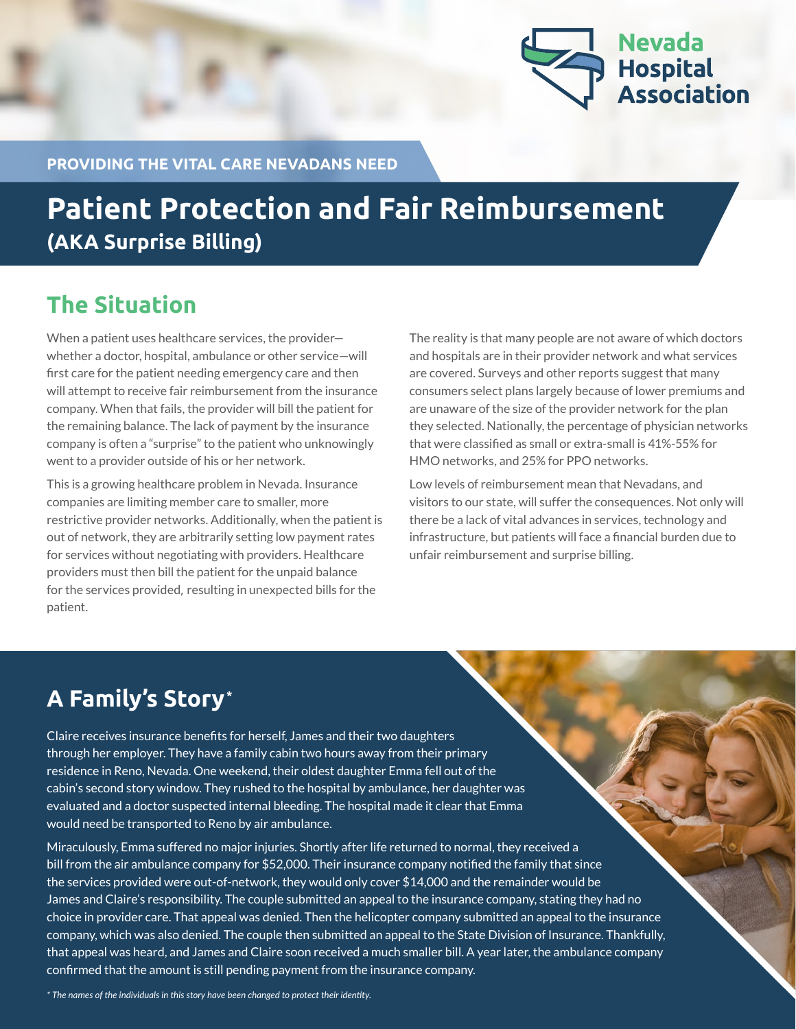Nevada Hospital Association

PROVIDING THE VITAL CARE NEVADANS NEED

# Patient Protection and Fair Reimbursement

**(AKA Surprise Billing)**

## The Situation

When a patient uses healthcare services, the provider—whether a doctor, hospital, ambulance or other service—will first care for the patient needing emergency care and then will attempt to receive fair reimbursement from the insurance company. When that fails, the provider will bill the patient for the remaining balance. The lack of payment by the insurance company is often a "surprise" to the patient who unknowingly went to a provider outside of his or her network.

This is a growing healthcare problem in Nevada. Insurance companies are limiting member care to smaller, more restrictive provider networks. Additionally, when the patient is out of network, they are arbitrarily setting low payment rates for services without negotiating with providers. Healthcare providers must then bill the patient for the unpaid balance for the services provided, resulting in unexpected bills for the patient.

The reality is that many people are not aware of which doctors and hospitals are in their provider network and what services are covered. Surveys and other reports suggest that many consumers select plans largely because of lower premiums and are unaware of the size of the provider network for the plan they selected. Nationally, the percentage of physician networks that were classified as small or extra-small is 41%-55% for HMO networks, and 25% for PPO networks.

Low levels of reimbursement mean that Nevadans, and visitors to our state, will suffer the consequences. Not only will there be a lack of vital advances in services, technology and infrastructure, but patients will face a financial burden due to unfair reimbursement and surprise billing.

## A Family's Story*

Claire receives insurance benefits for herself, James and their two daughters through her employer. They have a family cabin two hours away from their primary residence in Reno, Nevada. One weekend, their oldest daughter Emma fell out of the cabin's second story window. They rushed to the hospital by ambulance, her daughter was evaluated and a doctor suspected internal bleeding. The hospital made it clear that Emma would need be transported to Reno by air ambulance.

Miraculously, Emma suffered no major injuries. Shortly after life returned to normal, they received a bill from the air ambulance company for $52,000. Their insurance company notified the family that since the services provided were out-of-network, they would only cover $14,000 and the remainder would be James and Claire's responsibility. The couple submitted an appeal to the insurance company, stating they had no choice in provider care. That appeal was denied. Then the helicopter company submitted an appeal to the insurance company, which was also denied. The couple then submitted an appeal to the State Division of Insurance. Thankfully, that appeal was heard, and James and Claire soon received a much smaller bill. A year later, the ambulance company confirmed that the amount is still pending payment from the insurance company.

*\* The names of the individuals in this story have been changed to protect their identity.*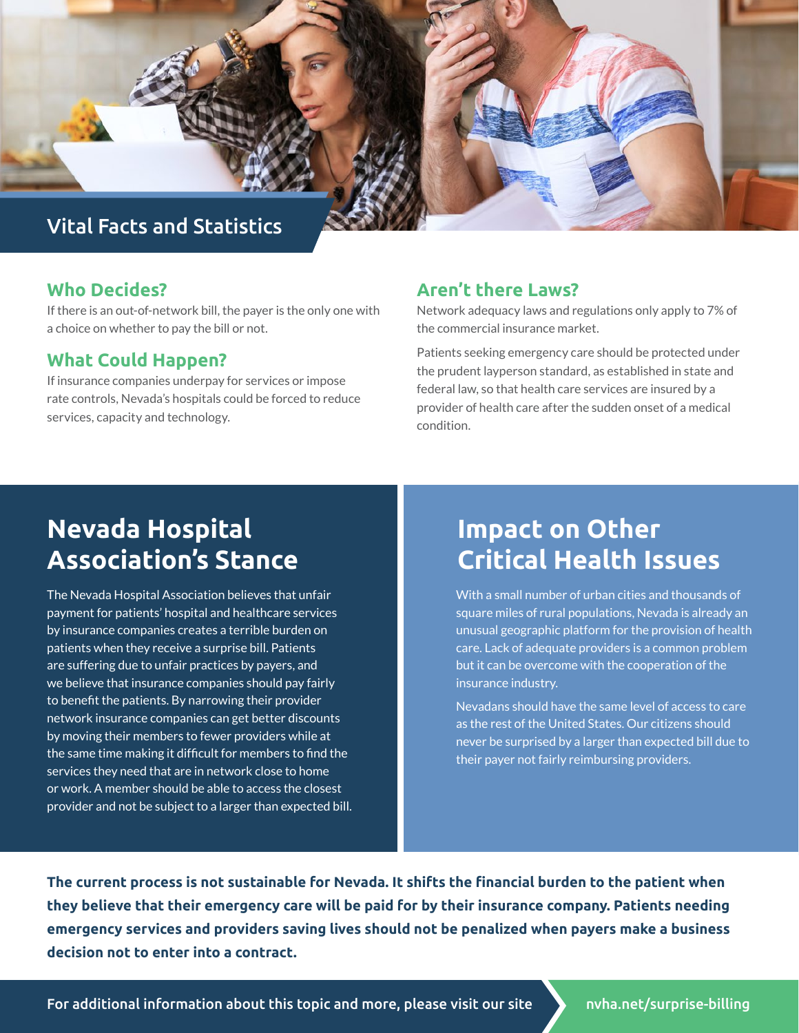## Vital Facts and Statistics

### Who Decides?

If there is an out-of-network bill, the payer is the only one with a choice on whether to pay the bill or not.

### What Could Happen?

If insurance companies underpay for services or impose rate controls, Nevada's hospitals could be forced to reduce services, capacity and technology.

### Aren't there Laws?

Network adequacy laws and regulations only apply to 7% of the commercial insurance market.

Patients seeking emergency care should be protected under the prudent layperson standard, as established in state and federal law, so that health care services are insured by a provider of health care after the sudden onset of a medical condition.

## Nevada Hospital Association's Stance

The Nevada Hospital Association believes that unfair payment for patients' hospital and healthcare services by insurance companies creates a terrible burden on patients when they receive a surprise bill. Patients are suffering due to unfair practices by payers, and we believe that insurance companies should pay fairly to benefit the patients. By narrowing their provider network insurance companies can get better discounts by moving their members to fewer providers while at the same time making it difficult for members to find the services they need that are in network close to home or work. A member should be able to access the closest provider and not be subject to a larger than expected bill.

## Impact on Other Critical Health Issues

With a small number of urban cities and thousands of square miles of rural populations, Nevada is already an unusual geographic platform for the provision of health care. Lack of adequate providers is a common problem but it can be overcome with the cooperation of the insurance industry.

Nevadans should have the same level of access to care as the rest of the United States. Our citizens should never be surprised by a larger than expected bill due to their payer not fairly reimbursing providers.

**The current process is not sustainable for Nevada. It shifts the financial burden to the patient when they believe that their emergency care will be paid for by their insurance company. Patients needing emergency services and providers saving lives should not be penalized when payers make a business decision not to enter into a contract.**

For additional information about this topic and more, please visit our site **nvha.net/surprise-billing**